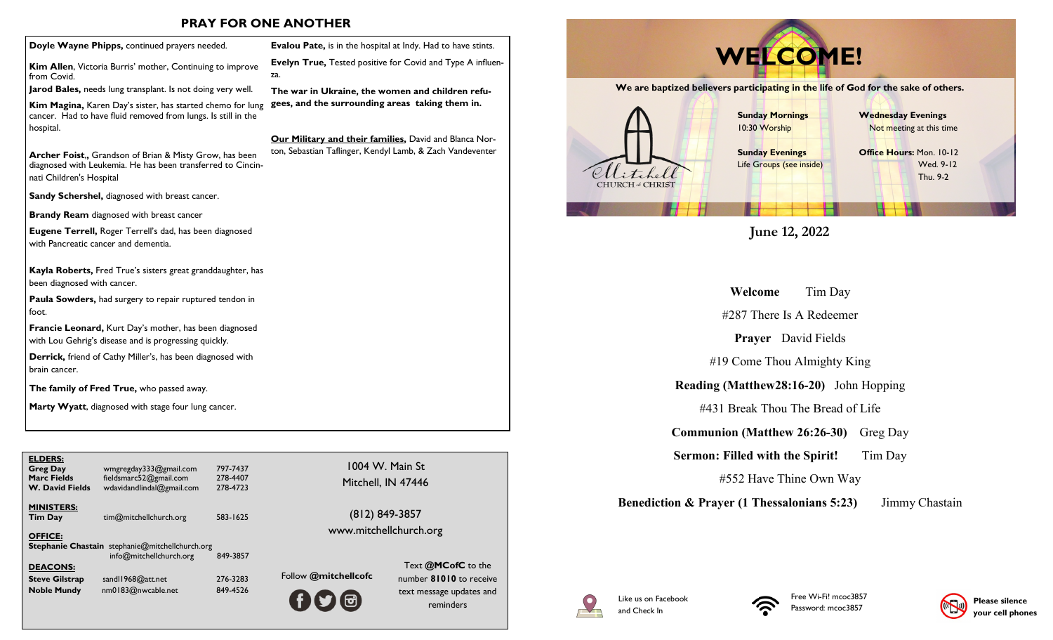## PRAY FOR ONE ANOTHER

**Doyle Wayne Phipps,** continued prayers needed.

**Kim Allen**, Victoria Burris' mother, Continuing to improve from Covid.

**Jarod Bales,** needs lung transplant. Is not doing very well.

**Kim Magina,** Karen Day's sister, has started chemo for lung cancer. Had to have fluid removed from lungs. Is still in the hospital.

**Archer Foist.,** Grandson of Brian & Misty Grow, has been diagnosed with Leukemia. He has been transferred to Cincinnati Children's Hospital

**Sandy Schershel,** diagnosed with breast cancer.

**Brandy Ream** diagnosed with breast cancer

**Eugene Terrell,** Roger Terrell's dad, has been diagnosed with Pancreatic cancer and dementia.

**Kayla Roberts,** Fred True's sisters great granddaughter, has been diagnosed with cancer.

**Paula Sowders,** had surgery to repair ruptured tendon in foot.

**Francie Leonard,** Kurt Day's mother, has been diagnosed with Lou Gehrig's disease and is progressing quickly.

**Derrick,** friend of Cathy Miller's, has been diagnosed with brain cancer.

**The family of Fred True,** who passed away.

**Marty Wyatt**, diagnosed with stage four lung cancer.

**Evalou Pate,** is in the hospital at Indy. Had to have stints.

**Evelyn True,** Tested positive for Covid and Type A influenza.

**The war in Ukraine, the women and children refugees, and the surrounding areas taking them in.**

**Our Military and their families,** David and Blanca Norton, Sebastian Taflinger, Kendyl Lamb, & Zach Vandeventer

**ELDERS:**

| | | |
|---|---|---|
| **Greg Day** | wmgregday333@gmail.com | 797-7437 |
| **Marc Fields** | fieldsmarc52@gmail.com | 278-4407 |
| **W. David Fields** | wdavidandlindal@gmail.com | 278-4723 |

**MINISTERS:**

| | | |
|---|---|---|
| **Tim Day** | tim@mitchellchurch.org | 583-1625 |

**OFFICE:**

| | | |
|---|---|---|
| **Stephanie Chastain** | stephanie@mitchellchurch.org<br>info@mitchellchurch.org | 849-3857 |

**DEACONS:**

| | | |
|---|---|---|
| **Steve Gilstrap** | sandl1968@att.net | 276-3283 |
| **Noble Mundy** | nm0183@nwcable.net | 849-4526 |

1004 W. Main St
Mitchell, IN 47446

(812) 849-3857
www.mitchellchurch.org

Follow **@mitchellcofc**

Text **@MCofC** to the number **81010** to receive text message updates and reminders

# WELCOME!

**We are baptized believers participating in the life of God for the sake of others.**

Mitchell CHURCH of CHRIST

**Sunday Mornings**
10:30 Worship

**Sunday Evenings**
Life Groups (see inside)

**Wednesday Evenings**
Not meeting at this time

**Office Hours:** Mon. 10-12
Wed. 9-12
Thu. 9-2

**June 12, 2022**

**Welcome** Tim Day

#287 There Is A Redeemer

**Prayer** David Fields

#19 Come Thou Almighty King

**Reading (Matthew28:16-20)** John Hopping

#431 Break Thou The Bread of Life

**Communion (Matthew 26:26-30)** Greg Day

**Sermon: Filled with the Spirit!** Tim Day

#552 Have Thine Own Way

**Benediction & Prayer (1 Thessalonians 5:23)** Jimmy Chastain

Like us on Facebook and Check In

Free Wi-Fi! mcoc3857
Password: mcoc3857

**Please silence your cell phones**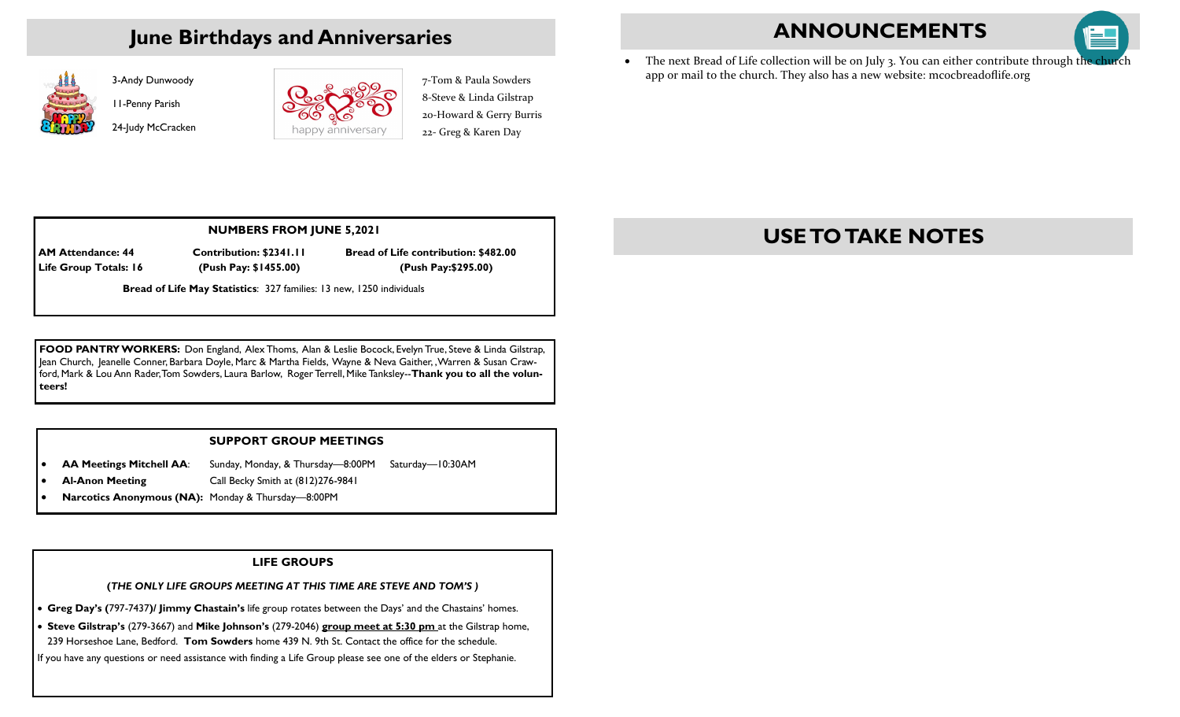# June Birthdays and Anniversaries

3-Andy Dunwoody

11-Penny Parish

24-Judy McCracken

happy anniversary

7-Tom & Paula Sowders

8-Steve & Linda Gilstrap

20-Howard & Gerry Burris

22- Greg & Karen Day

## NUMBERS FROM JUNE 5,2021

| | | |
|---|---|---|
| **AM Attendance: 44** | **Contribution: $2341.11** | **Bread of Life contribution: $482.00** |
| **Life Group Totals: 16** | **(Push Pay: $1455.00)** | **(Push Pay:$295.00)** |

**Bread of Life May Statistics**: 327 families: 13 new, 1250 individuals

**FOOD PANTRY WORKERS:** Don England, Alex Thoms, Alan & Leslie Bocock, Evelyn True, Steve & Linda Gilstrap, Jean Church, Jeanelle Conner, Barbara Doyle, Marc & Martha Fields, Wayne & Neva Gaither, ,Warren & Susan Crawford, Mark & Lou Ann Rader, Tom Sowders, Laura Barlow, Roger Terrell, Mike Tanksley--**Thank you to all the volunteers!**

## SUPPORT GROUP MEETINGS

- **AA Meetings Mitchell AA**: Sunday, Monday, & Thursday—8:00PM Saturday—10:30AM
- **Al-Anon Meeting** Call Becky Smith at (812)276-9841
- **Narcotics Anonymous (NA):** Monday & Thursday—8:00PM

## LIFE GROUPS

***(THE ONLY LIFE GROUPS MEETING AT THIS TIME ARE STEVE AND TOM'S )***

- **Greg Day's (**797-7437**)/ Jimmy Chastain's** life group rotates between the Days' and the Chastains' homes.
- **Steve Gilstrap's** (279-3667) and **Mike Johnson's** (279-2046) **group meet at 5:30 pm** at the Gilstrap home, 239 Horseshoe Lane, Bedford. **Tom Sowders** home 439 N. 9th St. Contact the office for the schedule.

If you have any questions or need assistance with finding a Life Group please see one of the elders or Stephanie.

# ANNOUNCEMENTS

- The next Bread of Life collection will be on July 3. You can either contribute through the church app or mail to the church. They also has a new website: mcocbreadoflife.org

# USE TO TAKE NOTES